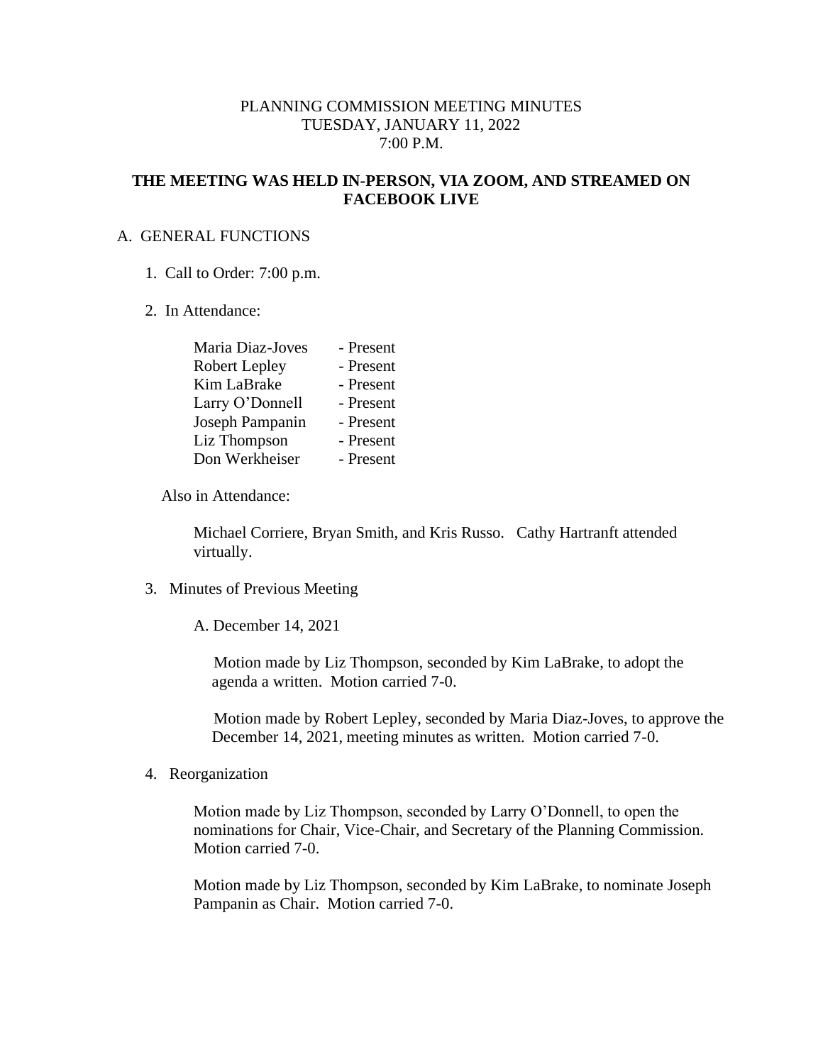PLANNING COMMISSION MEETING MINUTES
TUESDAY, JANUARY 11, 2022
7:00 P.M.

**THE MEETING WAS HELD IN-PERSON, VIA ZOOM, AND STREAMED ON FACEBOOK LIVE**

A. GENERAL FUNCTIONS

1. Call to Order: 7:00 p.m.

2. In Attendance:

| | |
|---|---|
| Maria Diaz-Joves | - Present |
| Robert Lepley | - Present |
| Kim LaBrake | - Present |
| Larry O'Donnell | - Present |
| Joseph Pampanin | - Present |
| Liz Thompson | - Present |
| Don Werkheiser | - Present |

Also in Attendance:

Michael Corriere, Bryan Smith, and Kris Russo. Cathy Hartranft attended virtually.

3. Minutes of Previous Meeting

A. December 14, 2021

Motion made by Liz Thompson, seconded by Kim LaBrake, to adopt the agenda a written. Motion carried 7-0.

Motion made by Robert Lepley, seconded by Maria Diaz-Joves, to approve the December 14, 2021, meeting minutes as written. Motion carried 7-0.

4. Reorganization

Motion made by Liz Thompson, seconded by Larry O'Donnell, to open the nominations for Chair, Vice-Chair, and Secretary of the Planning Commission. Motion carried 7-0.

Motion made by Liz Thompson, seconded by Kim LaBrake, to nominate Joseph Pampanin as Chair. Motion carried 7-0.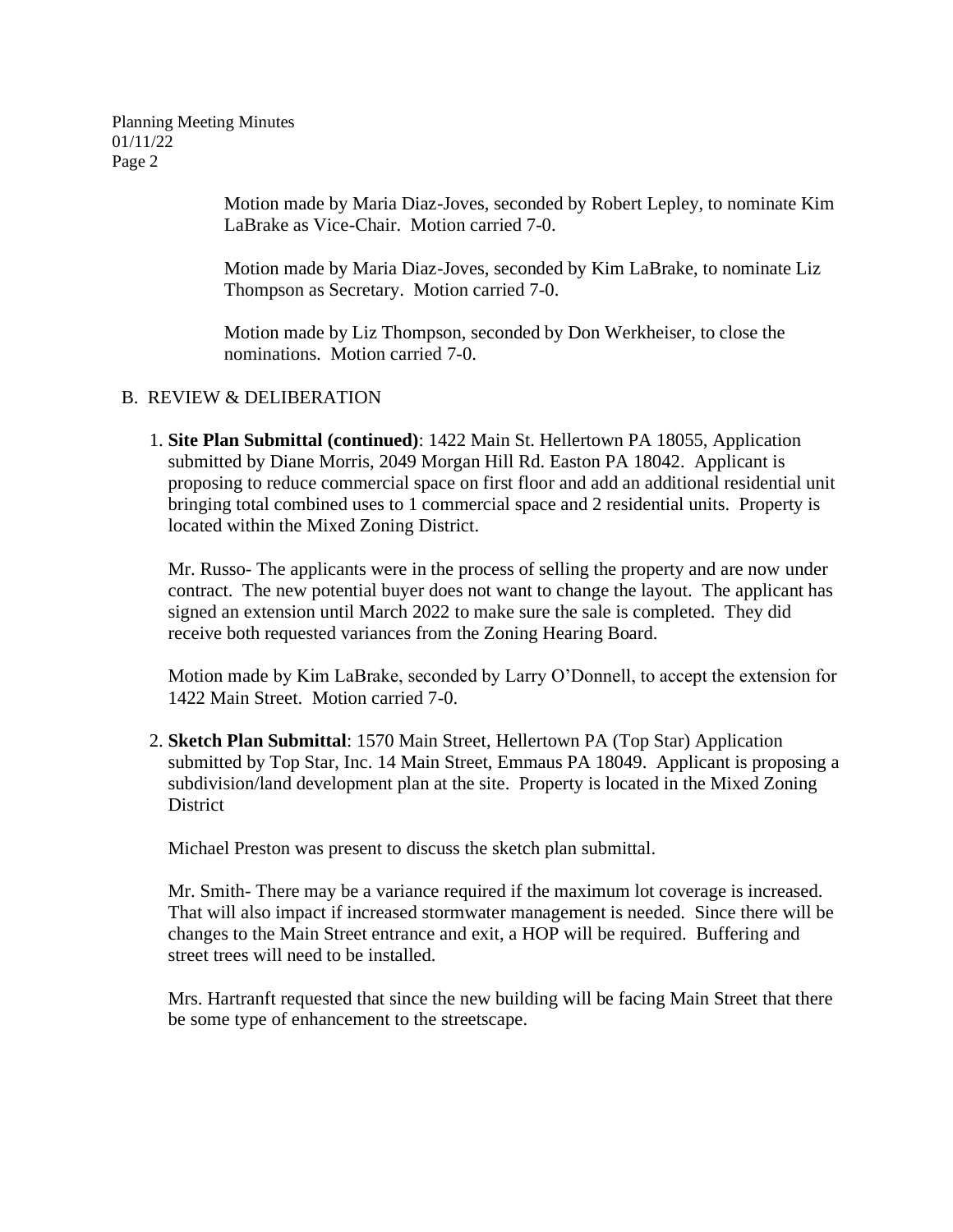Motion made by Maria Diaz-Joves, seconded by Robert Lepley, to nominate Kim LaBrake as Vice-Chair. Motion carried 7-0.

Motion made by Maria Diaz-Joves, seconded by Kim LaBrake, to nominate Liz Thompson as Secretary. Motion carried 7-0.

Motion made by Liz Thompson, seconded by Don Werkheiser, to close the nominations. Motion carried 7-0.

B. REVIEW & DELIBERATION

1. **Site Plan Submittal (continued)**: 1422 Main St. Hellertown PA 18055, Application submitted by Diane Morris, 2049 Morgan Hill Rd. Easton PA 18042. Applicant is proposing to reduce commercial space on first floor and add an additional residential unit bringing total combined uses to 1 commercial space and 2 residential units. Property is located within the Mixed Zoning District.

   Mr. Russo- The applicants were in the process of selling the property and are now under contract. The new potential buyer does not want to change the layout. The applicant has signed an extension until March 2022 to make sure the sale is completed. They did receive both requested variances from the Zoning Hearing Board.

   Motion made by Kim LaBrake, seconded by Larry O'Donnell, to accept the extension for 1422 Main Street. Motion carried 7-0.

2. **Sketch Plan Submittal**: 1570 Main Street, Hellertown PA (Top Star) Application submitted by Top Star, Inc. 14 Main Street, Emmaus PA 18049. Applicant is proposing a subdivision/land development plan at the site. Property is located in the Mixed Zoning District

   Michael Preston was present to discuss the sketch plan submittal.

   Mr. Smith- There may be a variance required if the maximum lot coverage is increased. That will also impact if increased stormwater management is needed. Since there will be changes to the Main Street entrance and exit, a HOP will be required. Buffering and street trees will need to be installed.

   Mrs. Hartranft requested that since the new building will be facing Main Street that there be some type of enhancement to the streetscape.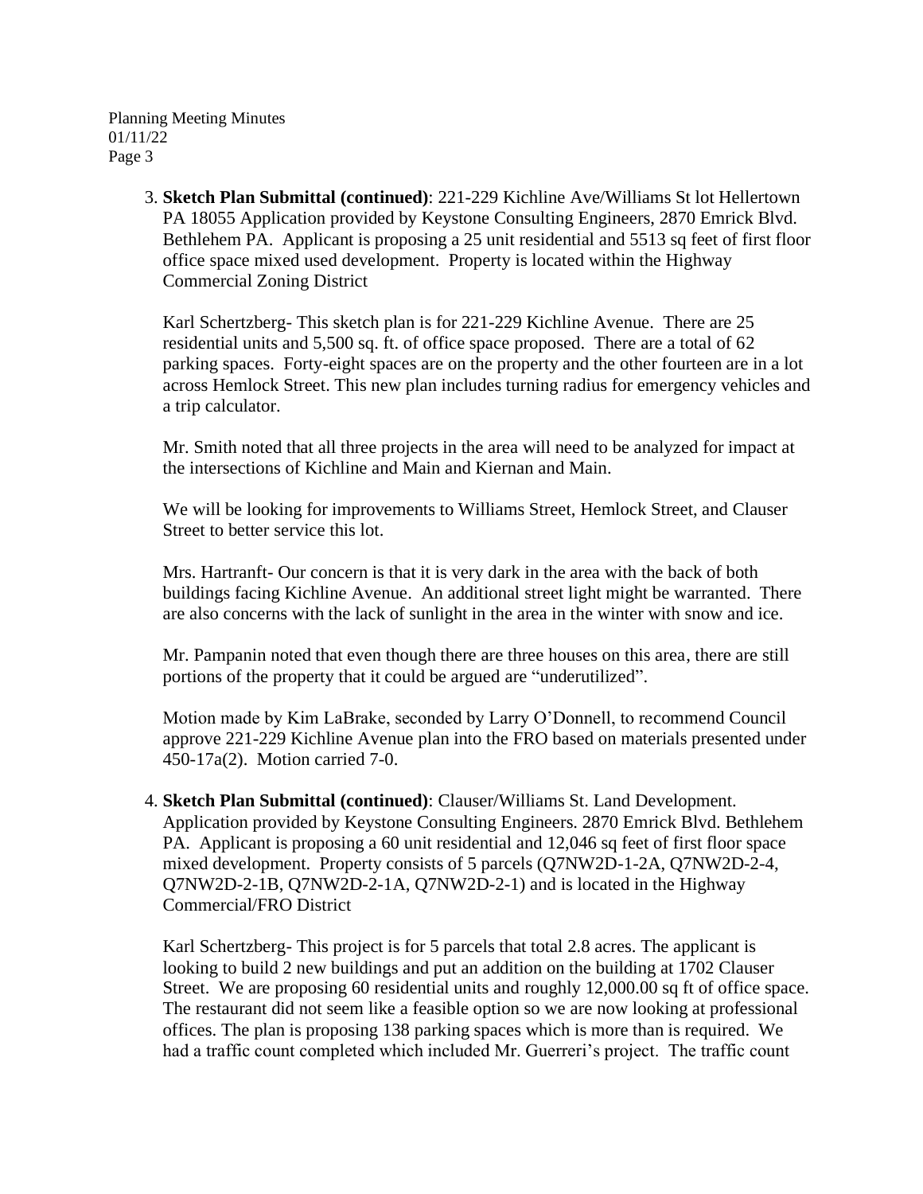3. **Sketch Plan Submittal (continued)**: 221-229 Kichline Ave/Williams St lot Hellertown PA 18055 Application provided by Keystone Consulting Engineers, 2870 Emrick Blvd. Bethlehem PA. Applicant is proposing a 25 unit residential and 5513 sq feet of first floor office space mixed used development. Property is located within the Highway Commercial Zoning District

   Karl Schertzberg- This sketch plan is for 221-229 Kichline Avenue. There are 25 residential units and 5,500 sq. ft. of office space proposed. There are a total of 62 parking spaces. Forty-eight spaces are on the property and the other fourteen are in a lot across Hemlock Street. This new plan includes turning radius for emergency vehicles and a trip calculator.

   Mr. Smith noted that all three projects in the area will need to be analyzed for impact at the intersections of Kichline and Main and Kiernan and Main.

   We will be looking for improvements to Williams Street, Hemlock Street, and Clauser Street to better service this lot.

   Mrs. Hartranft- Our concern is that it is very dark in the area with the back of both buildings facing Kichline Avenue. An additional street light might be warranted. There are also concerns with the lack of sunlight in the area in the winter with snow and ice.

   Mr. Pampanin noted that even though there are three houses on this area, there are still portions of the property that it could be argued are "underutilized".

   Motion made by Kim LaBrake, seconded by Larry O'Donnell, to recommend Council approve 221-229 Kichline Avenue plan into the FRO based on materials presented under 450-17a(2). Motion carried 7-0.

4. **Sketch Plan Submittal (continued)**: Clauser/Williams St. Land Development. Application provided by Keystone Consulting Engineers. 2870 Emrick Blvd. Bethlehem PA. Applicant is proposing a 60 unit residential and 12,046 sq feet of first floor space mixed development. Property consists of 5 parcels (Q7NW2D-1-2A, Q7NW2D-2-4, Q7NW2D-2-1B, Q7NW2D-2-1A, Q7NW2D-2-1) and is located in the Highway Commercial/FRO District

   Karl Schertzberg- This project is for 5 parcels that total 2.8 acres. The applicant is looking to build 2 new buildings and put an addition on the building at 1702 Clauser Street. We are proposing 60 residential units and roughly 12,000.00 sq ft of office space. The restaurant did not seem like a feasible option so we are now looking at professional offices. The plan is proposing 138 parking spaces which is more than is required. We had a traffic count completed which included Mr. Guerreri's project. The traffic count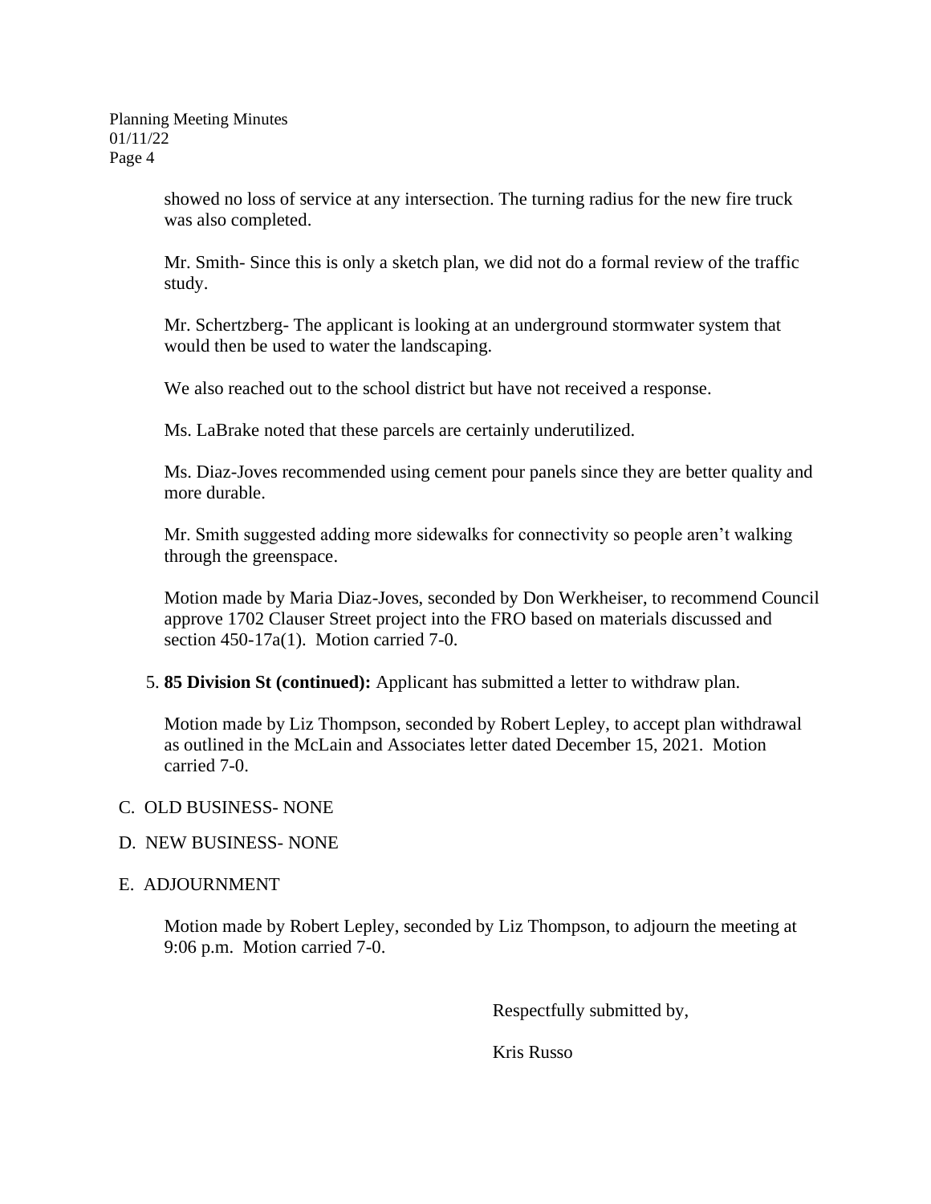showed no loss of service at any intersection. The turning radius for the new fire truck was also completed.

Mr. Smith- Since this is only a sketch plan, we did not do a formal review of the traffic study.

Mr. Schertzberg- The applicant is looking at an underground stormwater system that would then be used to water the landscaping.

We also reached out to the school district but have not received a response.

Ms. LaBrake noted that these parcels are certainly underutilized.

Ms. Diaz-Joves recommended using cement pour panels since they are better quality and more durable.

Mr. Smith suggested adding more sidewalks for connectivity so people aren't walking through the greenspace.

Motion made by Maria Diaz-Joves, seconded by Don Werkheiser, to recommend Council approve 1702 Clauser Street project into the FRO based on materials discussed and section 450-17a(1). Motion carried 7-0.

5. **85 Division St (continued):** Applicant has submitted a letter to withdraw plan.

   Motion made by Liz Thompson, seconded by Robert Lepley, to accept plan withdrawal as outlined in the McLain and Associates letter dated December 15, 2021. Motion carried 7-0.

C. OLD BUSINESS- NONE

D. NEW BUSINESS- NONE

E. ADJOURNMENT

Motion made by Robert Lepley, seconded by Liz Thompson, to adjourn the meeting at 9:06 p.m. Motion carried 7-0.

Respectfully submitted by,

Kris Russo